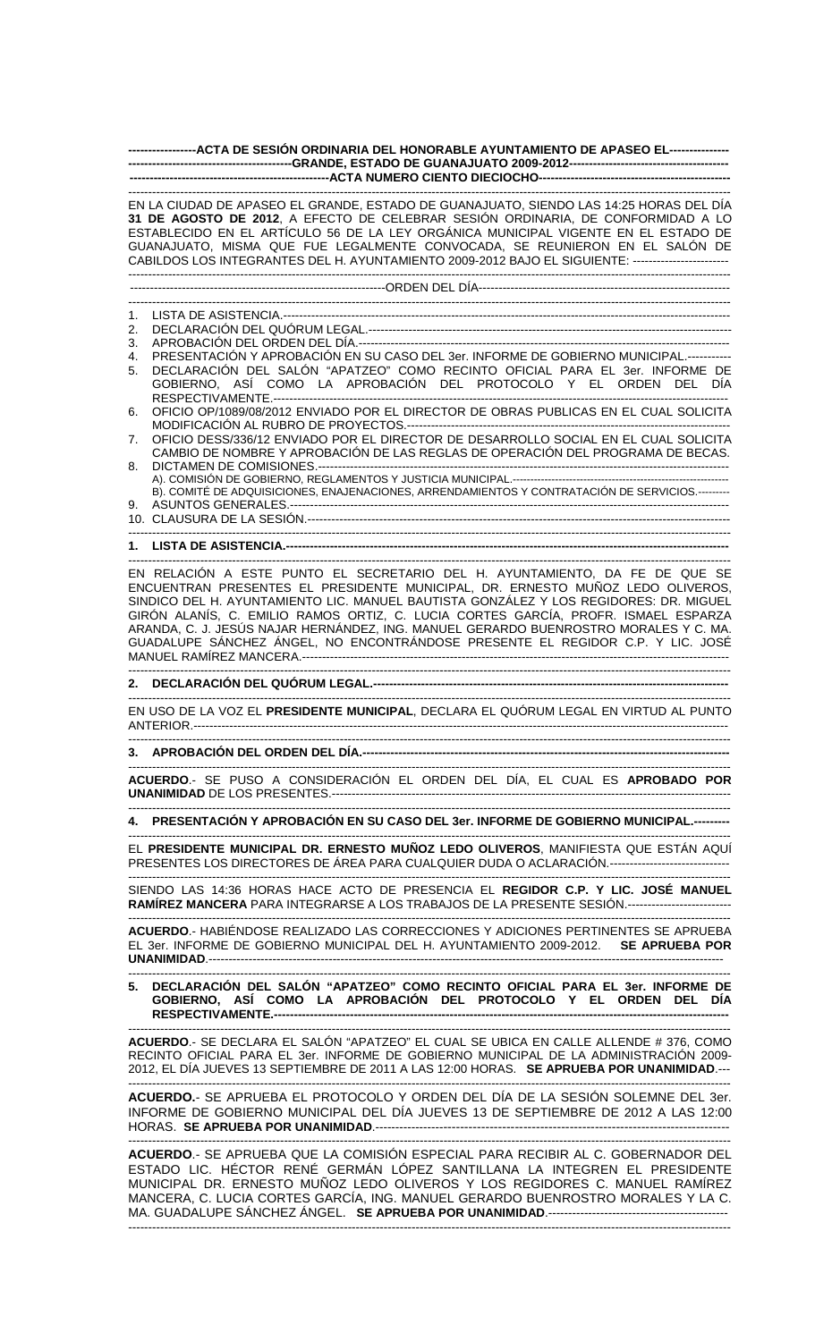**ACTA DE SESIÓN ORDINARIA DEL HONORABLE AYUNTAMIENTO DE APASEO EL GRANDE, ESTADO DE GUANAJUATO 2009-2012**

**ACTA NUMERO CIENTO DIECIOCHO**

EN LA CIUDAD DE APASEO EL GRANDE, ESTADO DE GUANAJUATO, SIENDO LAS 14:25 HORAS DEL DÍA **31 DE AGOSTO DE 2012**, A EFECTO DE CELEBRAR SESIÓN ORDINARIA, DE CONFORMIDAD A LO ESTABLECIDO EN EL ARTÍCULO 56 DE LA LEY ORGÁNICA MUNICIPAL VIGENTE EN EL ESTADO DE GUANAJUATO, MISMA QUE FUE LEGALMENTE CONVOCADA, SE REUNIERON EN EL SALÓN DE CABILDOS LOS INTEGRANTES DEL H. AYUNTAMIENTO 2009-2012 BAJO EL SIGUIENTE: ------------------------

ORDEN DEL DÍA

1. LISTA DE ASISTENCIA.
2. DECLARACIÓN DEL QUÓRUM LEGAL.
3. APROBACIÓN DEL ORDEN DEL DÍA.
4. PRESENTACIÓN Y APROBACIÓN EN SU CASO DEL 3er. INFORME DE GOBIERNO MUNICIPAL.
5. DECLARACIÓN DEL SALÓN "APATZEO" COMO RECINTO OFICIAL PARA EL 3er. INFORME DE GOBIERNO, ASÍ COMO LA APROBACIÓN DEL PROTOCOLO Y EL ORDEN DEL DÍA RESPECTIVAMENTE.
6. OFICIO OP/1089/08/2012 ENVIADO POR EL DIRECTOR DE OBRAS PUBLICAS EN EL CUAL SOLICITA MODIFICACIÓN AL RUBRO DE PROYECTOS.
7. OFICIO DESS/336/12 ENVIADO POR EL DIRECTOR DE DESARROLLO SOCIAL EN EL CUAL SOLICITA CAMBIO DE NOMBRE Y APROBACIÓN DE LAS REGLAS DE OPERACIÓN DEL PROGRAMA DE BECAS.
8. DICTAMEN DE COMISIONES.
   A). COMISIÓN DE GOBIERNO, REGLAMENTOS Y JUSTICIA MUNICIPAL.
   B). COMITÉ DE ADQUISICIONES, ENAJENACIONES, ARRENDAMIENTOS Y CONTRATACIÓN DE SERVICIOS.
9. ASUNTOS GENERALES.
10. CLAUSURA DE LA SESIÓN.

**1. LISTA DE ASISTENCIA.**

EN RELACIÓN A ESTE PUNTO EL SECRETARIO DEL H. AYUNTAMIENTO, DA FE DE QUE SE ENCUENTRAN PRESENTES EL PRESIDENTE MUNICIPAL, DR. ERNESTO MUÑOZ LEDO OLIVEROS, SINDICO DEL H. AYUNTAMIENTO LIC. MANUEL BAUTISTA GONZÁLEZ Y LOS REGIDORES: DR. MIGUEL GIRÓN ALANÍS, C. EMILIO RAMOS ORTIZ, C. LUCIA CORTES GARCÍA, PROFR. ISMAEL ESPARZA ARANDA, C. J. JESÚS NAJAR HERNÁNDEZ, ING. MANUEL GERARDO BUENROSTRO MORALES Y C. MA. GUADALUPE SÁNCHEZ ÁNGEL, NO ENCONTRÁNDOSE PRESENTE EL REGIDOR C.P. Y LIC. JOSÉ MANUEL RAMÍREZ MANCERA.

**2. DECLARACIÓN DEL QUÓRUM LEGAL.**

EN USO DE LA VOZ EL **PRESIDENTE MUNICIPAL**, DECLARA EL QUÓRUM LEGAL EN VIRTUD AL PUNTO ANTERIOR.

**3. APROBACIÓN DEL ORDEN DEL DÍA.**

**ACUERDO**.- SE PUSO A CONSIDERACIÓN EL ORDEN DEL DÍA, EL CUAL ES **APROBADO POR UNANIMIDAD** DE LOS PRESENTES.

**4. PRESENTACIÓN Y APROBACIÓN EN SU CASO DEL 3er. INFORME DE GOBIERNO MUNICIPAL.**

EL **PRESIDENTE MUNICIPAL DR. ERNESTO MUÑOZ LEDO OLIVEROS**, MANIFIESTA QUE ESTÁN AQUÍ PRESENTES LOS DIRECTORES DE ÁREA PARA CUALQUIER DUDA O ACLARACIÓN.

SIENDO LAS 14:36 HORAS HACE ACTO DE PRESENCIA EL **REGIDOR C.P. Y LIC. JOSÉ MANUEL RAMÍREZ MANCERA** PARA INTEGRARSE A LOS TRABAJOS DE LA PRESENTE SESIÓN.

**ACUERDO**.- HABIÉNDOSE REALIZADO LAS CORRECCIONES Y ADICIONES PERTINENTES SE APRUEBA EL 3er. INFORME DE GOBIERNO MUNICIPAL DEL H. AYUNTAMIENTO 2009-2012. **SE APRUEBA POR UNANIMIDAD**.

**5. DECLARACIÓN DEL SALÓN "APATZEO" COMO RECINTO OFICIAL PARA EL 3er. INFORME DE GOBIERNO, ASÍ COMO LA APROBACIÓN DEL PROTOCOLO Y EL ORDEN DEL DÍA RESPECTIVAMENTE.**

**ACUERDO**.- SE DECLARA EL SALÓN "APATZEO" EL CUAL SE UBICA EN CALLE ALLENDE # 376, COMO RECINTO OFICIAL PARA EL 3er. INFORME DE GOBIERNO MUNICIPAL DE LA ADMINISTRACIÓN 2009-2012, EL DÍA JUEVES 13 SEPTIEMBRE DE 2011 A LAS 12:00 HORAS. **SE APRUEBA POR UNANIMIDAD**.

**ACUERDO.**- SE APRUEBA EL PROTOCOLO Y ORDEN DEL DÍA DE LA SESIÓN SOLEMNE DEL 3er. INFORME DE GOBIERNO MUNICIPAL DEL DÍA JUEVES 13 DE SEPTIEMBRE DE 2012 A LAS 12:00 HORAS. **SE APRUEBA POR UNANIMIDAD**.

**ACUERDO**.- SE APRUEBA QUE LA COMISIÓN ESPECIAL PARA RECIBIR AL C. GOBERNADOR DEL ESTADO LIC. HÉCTOR RENÉ GERMÁN LÓPEZ SANTILLANA LA INTEGREN EL PRESIDENTE MUNICIPAL DR. ERNESTO MUÑOZ LEDO OLIVEROS Y LOS REGIDORES C. MANUEL RAMÍREZ MANCERA, C. LUCIA CORTES GARCÍA, ING. MANUEL GERARDO BUENROSTRO MORALES Y LA C. MA. GUADALUPE SÁNCHEZ ÁNGEL. **SE APRUEBA POR UNANIMIDAD**.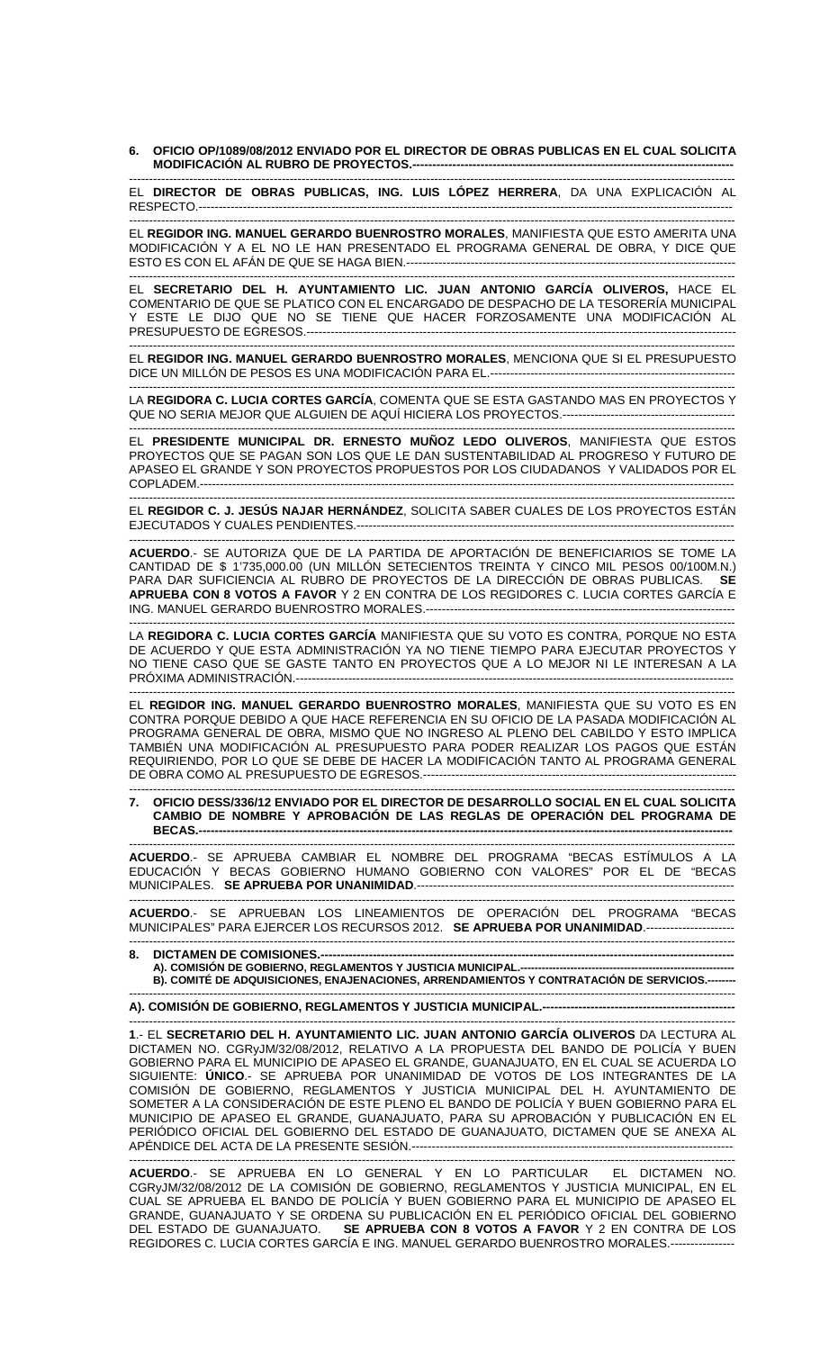**6. OFICIO OP/1089/08/2012 ENVIADO POR EL DIRECTOR DE OBRAS PUBLICAS EN EL CUAL SOLICITA MODIFICACIÓN AL RUBRO DE PROYECTOS.---------------------------------------------------------------------------------**

------------------------------------------------------------------------------------------------------------------------------------

EL **DIRECTOR DE OBRAS PUBLICAS, ING. LUIS LÓPEZ HERRERA**, DA UNA EXPLICACIÓN AL RESPECTO.-----------------------------------------------------------------------------------------------------------------------

------------------------------------------------------------------------------------------------------------------------------------

EL **REGIDOR ING. MANUEL GERARDO BUENROSTRO MORALES**, MANIFIESTA QUE ESTO AMERITA UNA MODIFICACIÓN Y A EL NO LE HAN PRESENTADO EL PROGRAMA GENERAL DE OBRA, Y DICE QUE ESTO ES CON EL AFÁN DE QUE SE HAGA BIEN.-----------------------------------------------------------------------------

------------------------------------------------------------------------------------------------------------------------------------

EL **SECRETARIO DEL H. AYUNTAMIENTO LIC. JUAN ANTONIO GARCÍA OLIVEROS,** HACE EL COMENTARIO DE QUE SE PLATICO CON EL ENCARGADO DE DESPACHO DE LA TESORERÍA MUNICIPAL Y ESTE LE DIJO QUE NO SE TIENE QUE HACER FORZOSAMENTE UNA MODIFICACIÓN AL PRESUPUESTO DE EGRESOS.------------------------------------------------------------------------------------------------------

------------------------------------------------------------------------------------------------------------------------------------

EL **REGIDOR ING. MANUEL GERARDO BUENROSTRO MORALES**, MENCIONA QUE SI EL PRESUPUESTO DICE UN MILLÓN DE PESOS ES UNA MODIFICACIÓN PARA EL.------------------------------------------------------------

------------------------------------------------------------------------------------------------------------------------------------

LA **REGIDORA C. LUCIA CORTES GARCÍA**, COMENTA QUE SE ESTA GASTANDO MAS EN PROYECTOS Y QUE NO SERIA MEJOR QUE ALGUIEN DE AQUÍ HICIERA LOS PROYECTOS.--------------------------------------------

------------------------------------------------------------------------------------------------------------------------------------

EL **PRESIDENTE MUNICIPAL DR. ERNESTO MUÑOZ LEDO OLIVEROS**, MANIFIESTA QUE ESTOS PROYECTOS QUE SE PAGAN SON LOS QUE LE DAN SUSTENTABILIDAD AL PROGRESO Y FUTURO DE APASEO EL GRANDE Y SON PROYECTOS PROPUESTOS POR LOS CIUDADANOS Y VALIDADOS POR EL COPLADEM.-------------------------------------------------------------------------------------------------------------------------

------------------------------------------------------------------------------------------------------------------------------------

EL **REGIDOR C. J. JESÚS NAJAR HERNÁNDEZ**, SOLICITA SABER CUALES DE LOS PROYECTOS ESTÁN EJECUTADOS Y CUALES PENDIENTES.---------------------------------------------------------------------------------------

------------------------------------------------------------------------------------------------------------------------------------

**ACUERDO**.- SE AUTORIZA QUE DE LA PARTIDA DE APORTACIÓN DE BENEFICIARIOS SE TOME LA CANTIDAD DE $ 1'735,000.00 (UN MILLÓN SETECIENTOS TREINTA Y CINCO MIL PESOS 00/100M.N.) PARA DAR SUFICIENCIA AL RUBRO DE PROYECTOS DE LA DIRECCIÓN DE OBRAS PUBLICAS. **SE APRUEBA CON 8 VOTOS A FAVOR** Y 2 EN CONTRA DE LOS REGIDORES C. LUCIA CORTES GARCÍA E ING. MANUEL GERARDO BUENROSTRO MORALES.------------------------------------------------------------------------

------------------------------------------------------------------------------------------------------------------------------------

LA **REGIDORA C. LUCIA CORTES GARCÍA** MANIFIESTA QUE SU VOTO ES EN CONTRA, PORQUE NO ESTA DE ACUERDO Y QUE ESTA ADMINISTRACIÓN YA NO TIENE TIEMPO PARA EJECUTAR PROYECTOS Y NO TIENE CASO QUE SE GASTE TANTO EN PROYECTOS QUE A LO MEJOR NI LE INTERESAN A LA PRÓXIMA ADMINISTRACIÓN.----------------------------------------------------------------------------------------------------------

------------------------------------------------------------------------------------------------------------------------------------

EL **REGIDOR ING. MANUEL GERARDO BUENROSTRO MORALES**, MANIFIESTA QUE SU VOTO ES EN CONTRA PORQUE DEBIDO A QUE HACE REFERENCIA EN SU OFICIO DE LA PASADA MODIFICACIÓN AL PROGRAMA GENERAL DE OBRA, MISMO QUE NO INGRESO AL PLENO DEL CABILDO Y ESTO IMPLICA TAMBIÉN UNA MODIFICACIÓN AL PRESUPUESTO PARA PODER REALIZAR LOS PAGOS QUE ESTÁN REQUIRIENDO, POR LO QUE SE DEBE DE HACER LA MODIFICACIÓN TANTO AL PROGRAMA GENERAL DE OBRA COMO AL PRESUPUESTO DE EGRESOS.-----------------------------------------------------------------------------------

------------------------------------------------------------------------------------------------------------------------------------

**7. OFICIO DESS/336/12 ENVIADO POR EL DIRECTOR DE DESARROLLO SOCIAL EN EL CUAL SOLICITA CAMBIO DE NOMBRE Y APROBACIÓN DE LAS REGLAS DE OPERACIÓN DEL PROGRAMA DE BECAS.---------------------------------------------------------------------------------------------------------------------------**

------------------------------------------------------------------------------------------------------------------------------------

**ACUERDO**.- SE APRUEBA CAMBIAR EL NOMBRE DEL PROGRAMA "BECAS ESTÍMULOS A LA EDUCACIÓN Y BECAS GOBIERNO HUMANO GOBIERNO CON VALORES" POR EL DE "BECAS MUNICIPALES. **SE APRUEBA POR UNANIMIDAD**.---------------------------------------------------------------------------

------------------------------------------------------------------------------------------------------------------------------------

**ACUERDO**.- SE APRUEBAN LOS LINEAMIENTOS DE OPERACIÓN DEL PROGRAMA "BECAS MUNICIPALES" PARA EJERCER LOS RECURSOS 2012. **SE APRUEBA POR UNANIMIDAD**.----------------------

------------------------------------------------------------------------------------------------------------------------------------

**8. DICTAMEN DE COMISIONES.------------------------------------------------------------------------------------------------**

**A). COMISIÓN DE GOBIERNO, REGLAMENTOS Y JUSTICIA MUNICIPAL.------------------------------------------------------**

**B). COMITÉ DE ADQUISICIONES, ENAJENACIONES, ARRENDAMIENTOS Y CONTRATACIÓN DE SERVICIOS.--------**

------------------------------------------------------------------------------------------------------------------------------------

**A). COMISIÓN DE GOBIERNO, REGLAMENTOS Y JUSTICIA MUNICIPAL.------------------------------------------------**

------------------------------------------------------------------------------------------------------------------------------------

**1**.- EL **SECRETARIO DEL H. AYUNTAMIENTO LIC. JUAN ANTONIO GARCÍA OLIVEROS** DA LECTURA AL DICTAMEN NO. CGRyJM/32/08/2012, RELATIVO A LA PROPUESTA DEL BANDO DE POLICÍA Y BUEN GOBIERNO PARA EL MUNICIPIO DE APASEO EL GRANDE, GUANAJUATO, EN EL CUAL SE ACUERDA LO SIGUIENTE: **ÚNICO**.- SE APRUEBA POR UNANIMIDAD DE VOTOS DE LOS INTEGRANTES DE LA COMISIÓN DE GOBIERNO, REGLAMENTOS Y JUSTICIA MUNICIPAL DEL H. AYUNTAMIENTO DE SOMETER A LA CONSIDERACIÓN DE ESTE PLENO EL BANDO DE POLICÍA Y BUEN GOBIERNO PARA EL MUNICIPIO DE APASEO EL GRANDE, GUANAJUATO, PARA SU APROBACIÓN Y PUBLICACIÓN EN EL PERIÓDICO OFICIAL DEL GOBIERNO DEL ESTADO DE GUANAJUATO, DICTAMEN QUE SE ANEXA AL APÉNDICE DEL ACTA DE LA PRESENTE SESIÓN.----------------------------------------------------------------------------

------------------------------------------------------------------------------------------------------------------------------------

**ACUERDO**.- SE APRUEBA EN LO GENERAL Y EN LO PARTICULAR EL DICTAMEN NO. CGRyJM/32/08/2012 DE LA COMISIÓN DE GOBIERNO, REGLAMENTOS Y JUSTICIA MUNICIPAL, EN EL CUAL SE APRUEBA EL BANDO DE POLICÍA Y BUEN GOBIERNO PARA EL MUNICIPIO DE APASEO EL GRANDE, GUANAJUATO Y SE ORDENA SU PUBLICACIÓN EN EL PERIÓDICO OFICIAL DEL GOBIERNO DEL ESTADO DE GUANAJUATO. **SE APRUEBA CON 8 VOTOS A FAVOR** Y 2 EN CONTRA DE LOS REGIDORES C. LUCIA CORTES GARCÍA E ING. MANUEL GERARDO BUENROSTRO MORALES.----------------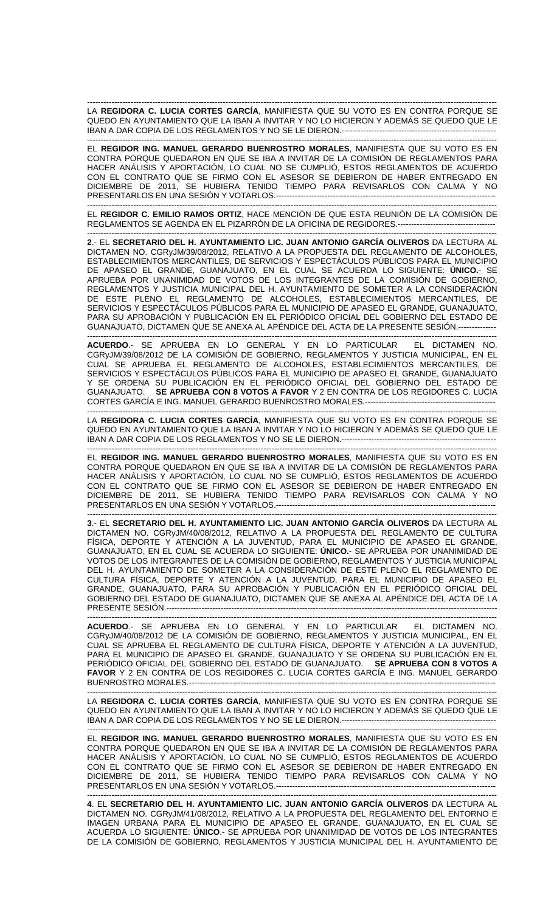LA **REGIDORA C. LUCIA CORTES GARCÍA**, MANIFIESTA QUE SU VOTO ES EN CONTRA PORQUE SE QUEDO EN AYUNTAMIENTO QUE LA IBAN A INVITAR Y NO LO HICIERON Y ADEMÁS SE QUEDO QUE LE IBAN A DAR COPIA DE LOS REGLAMENTOS Y NO SE LE DIERON.-----------------------------------------------------------

EL **REGIDOR ING. MANUEL GERARDO BUENROSTRO MORALES**, MANIFIESTA QUE SU VOTO ES EN CONTRA PORQUE QUEDARON EN QUE SE IBA A INVITAR DE LA COMISIÓN DE REGLAMENTOS PARA HACER ANÁLISIS Y APORTACIÓN, LO CUAL NO SE CUMPLIÓ, ESTOS REGLAMENTOS DE ACUERDO CON EL CONTRATO QUE SE FIRMO CON EL ASESOR SE DEBIERON DE HABER ENTREGADO EN DICIEMBRE DE 2011, SE HUBIERA TENIDO TIEMPO PARA REVISARLOS CON CALMA Y NO PRESENTARLOS EN UNA SESIÓN Y VOTARLOS.-----------------------------------------------------------------------------------

EL **REGIDOR C. EMILIO RAMOS ORTIZ**, HACE MENCIÓN DE QUE ESTA REUNIÓN DE LA COMISIÓN DE REGLAMENTOS SE AGENDA EN EL PIZARRÓN DE LA OFICINA DE REGIDORES.------------------------------------

**2**.- EL **SECRETARIO DEL H. AYUNTAMIENTO LIC. JUAN ANTONIO GARCÍA OLIVEROS** DA LECTURA AL DICTAMEN NO. CGRyJM/39/08/2012, RELATIVO A LA PROPUESTA DEL REGLAMENTO DE ALCOHOLES, ESTABLECIMIENTOS MERCANTILES, DE SERVICIOS Y ESPECTÁCULOS PÚBLICOS PARA EL MUNICIPIO DE APASEO EL GRANDE, GUANAJUATO, EN EL CUAL SE ACUERDA LO SIGUIENTE: **ÚNICO.**- SE APRUEBA POR UNANIMIDAD DE VOTOS DE LOS INTEGRANTES DE LA COMISIÓN DE GOBIERNO, REGLAMENTOS Y JUSTICIA MUNICIPAL DEL H. AYUNTAMIENTO DE SOMETER A LA CONSIDERACIÓN DE ESTE PLENO EL REGLAMENTO DE ALCOHOLES, ESTABLECIMIENTOS MERCANTILES, DE SERVICIOS Y ESPECTÁCULOS PÚBLICOS PARA EL MUNICIPIO DE APASEO EL GRANDE, GUANAJUATO, PARA SU APROBACIÓN Y PUBLICACIÓN EN EL PERIÓDICO OFICIAL DEL GOBIERNO DEL ESTADO DE GUANAJUATO, DICTAMEN QUE SE ANEXA AL APÉNDICE DEL ACTA DE LA PRESENTE SESIÓN.--------------

**ACUERDO**.- SE APRUEBA EN LO GENERAL Y EN LO PARTICULAR EL DICTAMEN NO. CGRyJM/39/08/2012 DE LA COMISIÓN DE GOBIERNO, REGLAMENTOS Y JUSTICIA MUNICIPAL, EN EL CUAL SE APRUEBA EL REGLAMENTO DE ALCOHOLES, ESTABLECIMIENTOS MERCANTILES, DE SERVICIOS Y ESPECTÁCULOS PÚBLICOS PARA EL MUNICIPIO DE APASEO EL GRANDE, GUANAJUATO Y SE ORDENA SU PUBLICACIÓN EN EL PERIÓDICO OFICIAL DEL GOBIERNO DEL ESTADO DE GUANAJUATO. **SE APRUEBA CON 8 VOTOS A FAVOR** Y 2 EN CONTRA DE LOS REGIDORES C. LUCIA CORTES GARCÍA E ING. MANUEL GERARDO BUENROSTRO MORALES.-----------------------------------------------

LA **REGIDORA C. LUCIA CORTES GARCÍA**, MANIFIESTA QUE SU VOTO ES EN CONTRA PORQUE SE QUEDO EN AYUNTAMIENTO QUE LA IBAN A INVITAR Y NO LO HICIERON Y ADEMÁS SE QUEDO QUE LE IBAN A DAR COPIA DE LOS REGLAMENTOS Y NO SE LE DIERON.-----------------------------------------------------------

EL **REGIDOR ING. MANUEL GERARDO BUENROSTRO MORALES**, MANIFIESTA QUE SU VOTO ES EN CONTRA PORQUE QUEDARON EN QUE SE IBA A INVITAR DE LA COMISIÓN DE REGLAMENTOS PARA HACER ANÁLISIS Y APORTACIÓN, LO CUAL NO SE CUMPLIÓ, ESTOS REGLAMENTOS DE ACUERDO CON EL CONTRATO QUE SE FIRMO CON EL ASESOR SE DEBIERON DE HABER ENTREGADO EN DICIEMBRE DE 2011, SE HUBIERA TENIDO TIEMPO PARA REVISARLOS CON CALMA Y NO PRESENTARLOS EN UNA SESIÓN Y VOTARLOS.-----------------------------------------------------------------------------------

**3**.- EL **SECRETARIO DEL H. AYUNTAMIENTO LIC. JUAN ANTONIO GARCÍA OLIVEROS** DA LECTURA AL DICTAMEN NO. CGRyJM/40/08/2012, RELATIVO A LA PROPUESTA DEL REGLAMENTO DE CULTURA FÍSICA, DEPORTE Y ATENCIÓN A LA JUVENTUD, PARA EL MUNICIPIO DE APASEO EL GRANDE, GUANAJUATO, EN EL CUAL SE ACUERDA LO SIGUIENTE: **ÚNICO.**- SE APRUEBA POR UNANIMIDAD DE VOTOS DE LOS INTEGRANTES DE LA COMISIÓN DE GOBIERNO, REGLAMENTOS Y JUSTICIA MUNICIPAL DEL H. AYUNTAMIENTO DE SOMETER A LA CONSIDERACIÓN DE ESTE PLENO EL REGLAMENTO DE CULTURA FÍSICA, DEPORTE Y ATENCIÓN A LA JUVENTUD, PARA EL MUNICIPIO DE APASEO EL GRANDE, GUANAJUATO, PARA SU APROBACIÓN Y PUBLICACIÓN EN EL PERIÓDICO OFICIAL DEL GOBIERNO DEL ESTADO DE GUANAJUATO, DICTAMEN QUE SE ANEXA AL APÉNDICE DEL ACTA DE LA PRESENTE SESIÓN.-----------------------------------------------------------------------------------------------------------

**ACUERDO**.- SE APRUEBA EN LO GENERAL Y EN LO PARTICULAR EL DICTAMEN NO. CGRyJM/40/08/2012 DE LA COMISIÓN DE GOBIERNO, REGLAMENTOS Y JUSTICIA MUNICIPAL, EN EL CUAL SE APRUEBA EL REGLAMENTO DE CULTURA FÍSICA, DEPORTE Y ATENCIÓN A LA JUVENTUD, PARA EL MUNICIPIO DE APASEO EL GRANDE, GUANAJUATO Y SE ORDENA SU PUBLICACIÓN EN EL PERIÓDICO OFICIAL DEL GOBIERNO DEL ESTADO DE GUANAJUATO. **SE APRUEBA CON 8 VOTOS A FAVOR** Y 2 EN CONTRA DE LOS REGIDORES C. LUCIA CORTES GARCÍA E ING. MANUEL GERARDO BUENROSTRO MORALES.-----------------------------------------------------------------------------------------------------

LA **REGIDORA C. LUCIA CORTES GARCÍA**, MANIFIESTA QUE SU VOTO ES EN CONTRA PORQUE SE QUEDO EN AYUNTAMIENTO QUE LA IBAN A INVITAR Y NO LO HICIERON Y ADEMÁS SE QUEDO QUE LE IBAN A DAR COPIA DE LOS REGLAMENTOS Y NO SE LE DIERON.-----------------------------------------------------------

EL **REGIDOR ING. MANUEL GERARDO BUENROSTRO MORALES**, MANIFIESTA QUE SU VOTO ES EN CONTRA PORQUE QUEDARON EN QUE SE IBA A INVITAR DE LA COMISIÓN DE REGLAMENTOS PARA HACER ANÁLISIS Y APORTACIÓN, LO CUAL NO SE CUMPLIÓ, ESTOS REGLAMENTOS DE ACUERDO CON EL CONTRATO QUE SE FIRMO CON EL ASESOR SE DEBIERON DE HABER ENTREGADO EN DICIEMBRE DE 2011, SE HUBIERA TENIDO TIEMPO PARA REVISARLOS CON CALMA Y NO PRESENTARLOS EN UNA SESIÓN Y VOTARLOS.-----------------------------------------------------------------------------------

**4**. EL **SECRETARIO DEL H. AYUNTAMIENTO LIC. JUAN ANTONIO GARCÍA OLIVEROS** DA LECTURA AL DICTAMEN NO. CGRyJM/41/08/2012, RELATIVO A LA PROPUESTA DEL REGLAMENTO DEL ENTORNO E IMAGEN URBANA PARA EL MUNICIPIO DE APASEO EL GRANDE, GUANAJUATO, EN EL CUAL SE ACUERDA LO SIGUIENTE: **ÚNICO**.- SE APRUEBA POR UNANIMIDAD DE VOTOS DE LOS INTEGRANTES DE LA COMISIÓN DE GOBIERNO, REGLAMENTOS Y JUSTICIA MUNICIPAL DEL H. AYUNTAMIENTO DE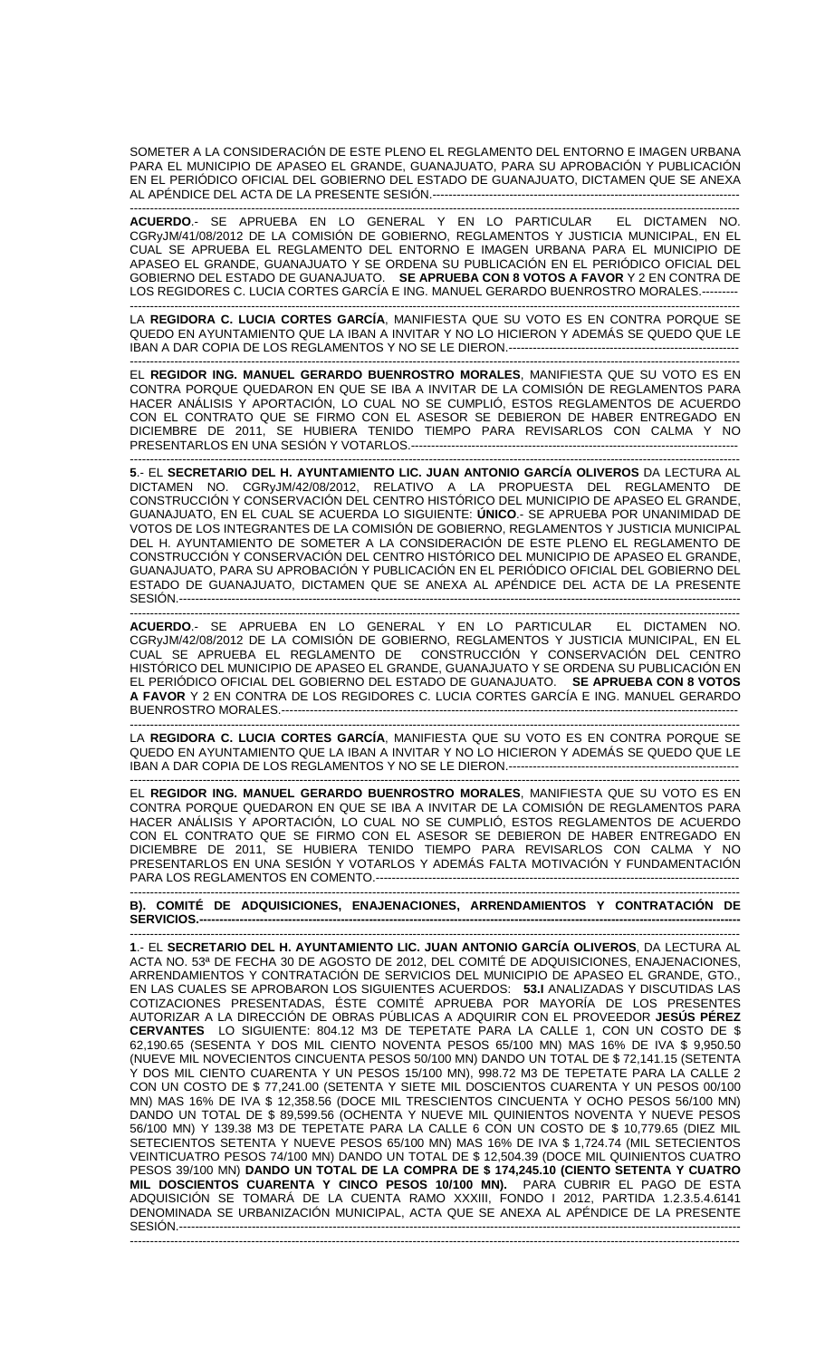SOMETER A LA CONSIDERACIÓN DE ESTE PLENO EL REGLAMENTO DEL ENTORNO E IMAGEN URBANA PARA EL MUNICIPIO DE APASEO EL GRANDE, GUANAJUATO, PARA SU APROBACIÓN Y PUBLICACIÓN EN EL PERIÓDICO OFICIAL DEL GOBIERNO DEL ESTADO DE GUANAJUATO, DICTAMEN QUE SE ANEXA AL APÉNDICE DEL ACTA DE LA PRESENTE SESIÓN.------------------------------------------------------------------------

-----------------------------------------------------------------------------------------------------------------------------------------------

**ACUERDO**.- SE APRUEBA EN LO GENERAL Y EN LO PARTICULAR EL DICTAMEN NO. CGRyJM/41/08/2012 DE LA COMISIÓN DE GOBIERNO, REGLAMENTOS Y JUSTICIA MUNICIPAL, EN EL CUAL SE APRUEBA EL REGLAMENTO DEL ENTORNO E IMAGEN URBANA PARA EL MUNICIPIO DE APASEO EL GRANDE, GUANAJUATO Y SE ORDENA SU PUBLICACIÓN EN EL PERIÓDICO OFICIAL DEL GOBIERNO DEL ESTADO DE GUANAJUATO. **SE APRUEBA CON 8 VOTOS A FAVOR** Y 2 EN CONTRA DE LOS REGIDORES C. LUCIA CORTES GARCÍA E ING. MANUEL GERARDO BUENROSTRO MORALES.---------

-----------------------------------------------------------------------------------------------------------------------------------------------

LA **REGIDORA C. LUCIA CORTES GARCÍA**, MANIFIESTA QUE SU VOTO ES EN CONTRA PORQUE SE QUEDO EN AYUNTAMIENTO QUE LA IBAN A INVITAR Y NO LO HICIERON Y ADEMÁS SE QUEDO QUE LE IBAN A DAR COPIA DE LOS REGLAMENTOS Y NO SE LE DIERON.----------------------------------------------------------

-----------------------------------------------------------------------------------------------------------------------------------------------

EL **REGIDOR ING. MANUEL GERARDO BUENROSTRO MORALES**, MANIFIESTA QUE SU VOTO ES EN CONTRA PORQUE QUEDARON EN QUE SE IBA A INVITAR DE LA COMISIÓN DE REGLAMENTOS PARA HACER ANÁLISIS Y APORTACIÓN, LO CUAL NO SE CUMPLIÓ, ESTOS REGLAMENTOS DE ACUERDO CON EL CONTRATO QUE SE FIRMO CON EL ASESOR SE DEBIERON DE HABER ENTREGADO EN DICIEMBRE DE 2011, SE HUBIERA TENIDO TIEMPO PARA REVISARLOS CON CALMA Y NO PRESENTARLOS EN UNA SESIÓN Y VOTARLOS.--------------------------------------------------------------------------------

-----------------------------------------------------------------------------------------------------------------------------------------------

**5**.- EL **SECRETARIO DEL H. AYUNTAMIENTO LIC. JUAN ANTONIO GARCÍA OLIVEROS** DA LECTURA AL DICTAMEN NO. CGRyJM/42/08/2012, RELATIVO A LA PROPUESTA DEL REGLAMENTO DE CONSTRUCCIÓN Y CONSERVACIÓN DEL CENTRO HISTÓRICO DEL MUNICIPIO DE APASEO EL GRANDE, GUANAJUATO, EN EL CUAL SE ACUERDA LO SIGUIENTE: **ÚNICO**.- SE APRUEBA POR UNANIMIDAD DE VOTOS DE LOS INTEGRANTES DE LA COMISIÓN DE GOBIERNO, REGLAMENTOS Y JUSTICIA MUNICIPAL DEL H. AYUNTAMIENTO DE SOMETER A LA CONSIDERACIÓN DE ESTE PLENO EL REGLAMENTO DE CONSTRUCCIÓN Y CONSERVACIÓN DEL CENTRO HISTÓRICO DEL MUNICIPIO DE APASEO EL GRANDE, GUANAJUATO, PARA SU APROBACIÓN Y PUBLICACIÓN EN EL PERIÓDICO OFICIAL DEL GOBIERNO DEL ESTADO DE GUANAJUATO, DICTAMEN QUE SE ANEXA AL APÉNDICE DEL ACTA DE LA PRESENTE SESIÓN.-----------------------------------------------------------------------------------------------------------------------------

-----------------------------------------------------------------------------------------------------------------------------------------------

**ACUERDO**.- SE APRUEBA EN LO GENERAL Y EN LO PARTICULAR EL DICTAMEN NO. CGRyJM/42/08/2012 DE LA COMISIÓN DE GOBIERNO, REGLAMENTOS Y JUSTICIA MUNICIPAL, EN EL CUAL SE APRUEBA EL REGLAMENTO DE CONSTRUCCIÓN Y CONSERVACIÓN DEL CENTRO HISTÓRICO DEL MUNICIPIO DE APASEO EL GRANDE, GUANAJUATO Y SE ORDENA SU PUBLICACIÓN EN EL PERIÓDICO OFICIAL DEL GOBIERNO DEL ESTADO DE GUANAJUATO. **SE APRUEBA CON 8 VOTOS A FAVOR** Y 2 EN CONTRA DE LOS REGIDORES C. LUCIA CORTES GARCÍA E ING. MANUEL GERARDO BUENROSTRO MORALES.-----------------------------------------------------------------------------------------------------------

-----------------------------------------------------------------------------------------------------------------------------------------------

LA **REGIDORA C. LUCIA CORTES GARCÍA**, MANIFIESTA QUE SU VOTO ES EN CONTRA PORQUE SE QUEDO EN AYUNTAMIENTO QUE LA IBAN A INVITAR Y NO LO HICIERON Y ADEMÁS SE QUEDO QUE LE IBAN A DAR COPIA DE LOS REGLAMENTOS Y NO SE LE DIERON.----------------------------------------------------------

-----------------------------------------------------------------------------------------------------------------------------------------------

EL **REGIDOR ING. MANUEL GERARDO BUENROSTRO MORALES**, MANIFIESTA QUE SU VOTO ES EN CONTRA PORQUE QUEDARON EN QUE SE IBA A INVITAR DE LA COMISIÓN DE REGLAMENTOS PARA HACER ANÁLISIS Y APORTACIÓN, LO CUAL NO SE CUMPLIÓ, ESTOS REGLAMENTOS DE ACUERDO CON EL CONTRATO QUE SE FIRMO CON EL ASESOR SE DEBIERON DE HABER ENTREGADO EN DICIEMBRE DE 2011, SE HUBIERA TENIDO TIEMPO PARA REVISARLOS CON CALMA Y NO PRESENTARLOS EN UNA SESIÓN Y VOTARLOS Y ADEMÁS FALTA MOTIVACIÓN Y FUNDAMENTACIÓN PARA LOS REGLAMENTOS EN COMENTO.----------------------------------------------------------------------------------

-----------------------------------------------------------------------------------------------------------------------------------------------

**B). COMITÉ DE ADQUISICIONES, ENAJENACIONES, ARRENDAMIENTOS Y CONTRATACIÓN DE SERVICIOS.-----------------------------------------------------------------------------------------------------------------------------**

-----------------------------------------------------------------------------------------------------------------------------------------------

**1**.- EL **SECRETARIO DEL H. AYUNTAMIENTO LIC. JUAN ANTONIO GARCÍA OLIVEROS**, DA LECTURA AL ACTA NO. 53ª DE FECHA 30 DE AGOSTO DE 2012, DEL COMITÉ DE ADQUISICIONES, ENAJENACIONES, ARRENDAMIENTOS Y CONTRATACIÓN DE SERVICIOS DEL MUNICIPIO DE APASEO EL GRANDE, GTO., EN LAS CUALES SE APROBARON LOS SIGUIENTES ACUERDOS: **53.I** ANALIZADAS Y DISCUTIDAS LAS COTIZACIONES PRESENTADAS, ÉSTE COMITÉ APRUEBA POR MAYORÍA DE LOS PRESENTES AUTORIZAR A LA DIRECCIÓN DE OBRAS PÚBLICAS A ADQUIRIR CON EL PROVEEDOR **JESÚS PÉREZ CERVANTES** LO SIGUIENTE: 804.12 M3 DE TEPETATE PARA LA CALLE 1, CON UN COSTO DE $ 62,190.65 (SESENTA Y DOS MIL CIENTO NOVENTA PESOS 65/100 MN) MAS 16% DE IVA $ 9,950.50 (NUEVE MIL NOVECIENTOS CINCUENTA PESOS 50/100 MN) DANDO UN TOTAL DE $ 72,141.15 (SETENTA Y DOS MIL CIENTO CUARENTA Y UN PESOS 15/100 MN), 998.72 M3 DE TEPETATE PARA LA CALLE 2 CON UN COSTO DE $ 77,241.00 (SETENTA Y SIETE MIL DOSCIENTOS CUARENTA Y UN PESOS 00/100 MN) MAS 16% DE IVA $ 12,358.56 (DOCE MIL TRESCIENTOS CINCUENTA Y OCHO PESOS 56/100 MN) DANDO UN TOTAL DE $ 89,599.56 (OCHENTA Y NUEVE MIL QUINIENTOS NOVENTA Y NUEVE PESOS 56/100 MN) Y 139.38 M3 DE TEPETATE PARA LA CALLE 6 CON UN COSTO DE $ 10,779.65 (DIEZ MIL SETECIENTOS SETENTA Y NUEVE PESOS 65/100 MN) MAS 16% DE IVA $ 1,724.74 (MIL SETECIENTOS VEINTICUATRO PESOS 74/100 MN) DANDO UN TOTAL DE $ 12,504.39 (DOCE MIL QUINIENTOS CUATRO PESOS 39/100 MN) **DANDO UN TOTAL DE LA COMPRA DE $ 174,245.10 (CIENTO SETENTA Y CUATRO MIL DOSCIENTOS CUARENTA Y CINCO PESOS 10/100 MN).** PARA CUBRIR EL PAGO DE ESTA ADQUISICIÓN SE TOMARÁ DE LA CUENTA RAMO XXXIII, FONDO I 2012, PARTIDA 1.2.3.5.4.6141 DENOMINADA SE URBANIZACIÓN MUNICIPAL, ACTA QUE SE ANEXA AL APÉNDICE DE LA PRESENTE SESIÓN.-----------------------------------------------------------------------------------------------------------------------------

-----------------------------------------------------------------------------------------------------------------------------------------------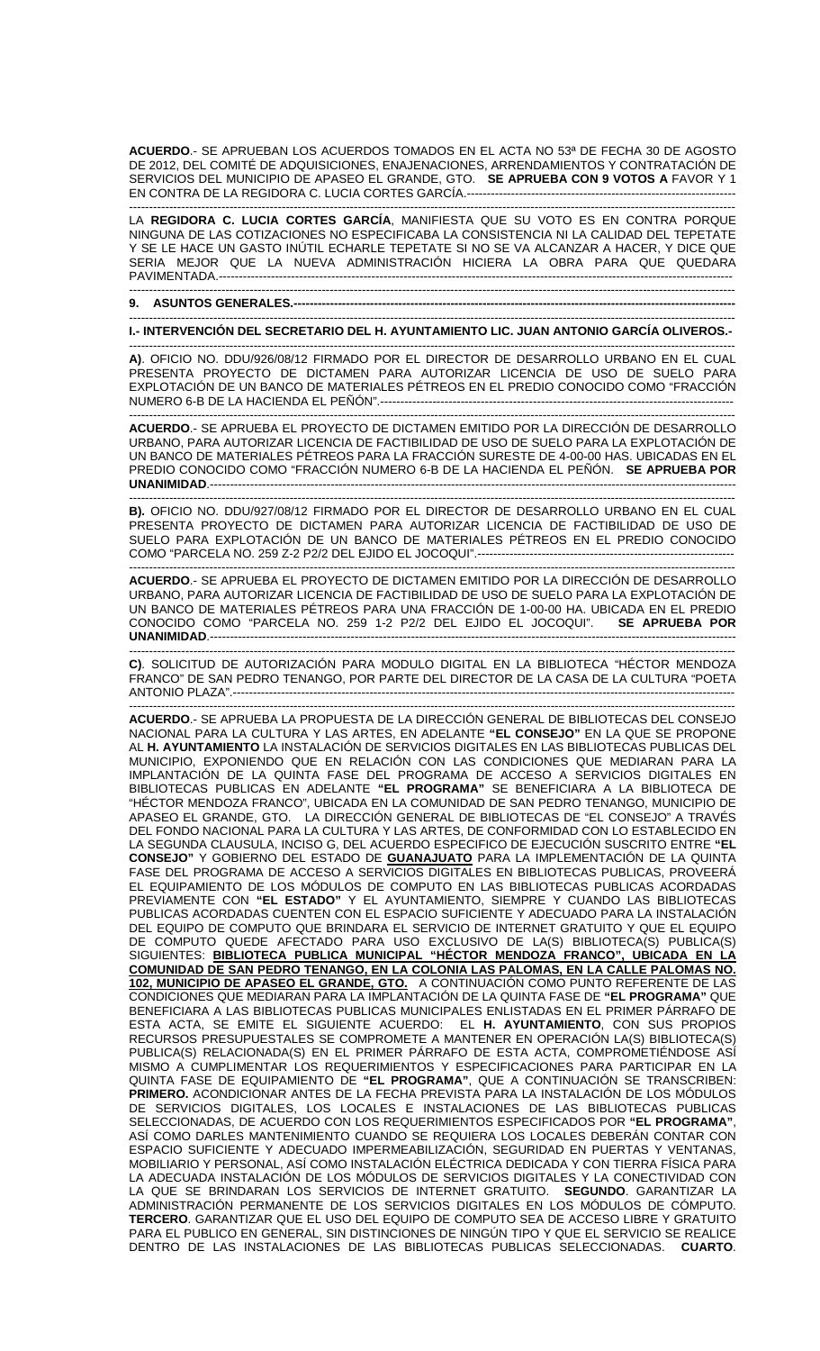**ACUERDO**.- SE APRUEBAN LOS ACUERDOS TOMADOS EN EL ACTA NO 53ª DE FECHA 30 DE AGOSTO DE 2012, DEL COMITÉ DE ADQUISICIONES, ENAJENACIONES, ARRENDAMIENTOS Y CONTRATACIÓN DE SERVICIOS DEL MUNICIPIO DE APASEO EL GRANDE, GTO. **SE APRUEBA CON 9 VOTOS A** FAVOR Y 1 EN CONTRA DE LA REGIDORA C. LUCIA CORTES GARCÍA.-----------------------------------------------------------

LA **REGIDORA C. LUCIA CORTES GARCÍA**, MANIFIESTA QUE SU VOTO ES EN CONTRA PORQUE NINGUNA DE LAS COTIZACIONES NO ESPECIFICABA LA CONSISTENCIA NI LA CALIDAD DEL TEPETATE Y SE LE HACE UN GASTO INÚTIL ECHARLE TEPETATE SI NO SE VA ALCANZAR A HACER, Y DICE QUE SERIA MEJOR QUE LA NUEVA ADMINISTRACIÓN HICIERA LA OBRA PARA QUE QUEDARA PAVIMENTADA.------------------------------------------------------------------------------------------------------------------------

**9. ASUNTOS GENERALES.----------------------------------------------------------------------------------------------------------**

**I.- INTERVENCIÓN DEL SECRETARIO DEL H. AYUNTAMIENTO LIC. JUAN ANTONIO GARCÍA OLIVEROS.-**

**A)**. OFICIO NO. DDU/926/08/12 FIRMADO POR EL DIRECTOR DE DESARROLLO URBANO EN EL CUAL PRESENTA PROYECTO DE DICTAMEN PARA AUTORIZAR LICENCIA DE USO DE SUELO PARA EXPLOTACIÓN DE UN BANCO DE MATERIALES PÉTREOS EN EL PREDIO CONOCIDO COMO "FRACCIÓN NUMERO 6-B DE LA HACIENDA EL PEÑÓN".--------------------------------------------------------------------------------------

**ACUERDO**.- SE APRUEBA EL PROYECTO DE DICTAMEN EMITIDO POR LA DIRECCIÓN DE DESARROLLO URBANO, PARA AUTORIZAR LICENCIA DE FACTIBILIDAD DE USO DE SUELO PARA LA EXPLOTACIÓN DE UN BANCO DE MATERIALES PÉTREOS PARA LA FRACCIÓN SURESTE DE 4-00-00 HAS. UBICADAS EN EL PREDIO CONOCIDO COMO "FRACCIÓN NUMERO 6-B DE LA HACIENDA EL PEÑÓN. **SE APRUEBA POR UNANIMIDAD**.---------------------------------------------------------------------------------------------------------------------------

**B).** OFICIO NO. DDU/927/08/12 FIRMADO POR EL DIRECTOR DE DESARROLLO URBANO EN EL CUAL PRESENTA PROYECTO DE DICTAMEN PARA AUTORIZAR LICENCIA DE FACTIBILIDAD DE USO DE SUELO PARA EXPLOTACIÓN DE UN BANCO DE MATERIALES PÉTREOS EN EL PREDIO CONOCIDO COMO "PARCELA NO. 259 Z-2 P2/2 DEL EJIDO EL JOCOQUI".-----------------------------------------------------------

**ACUERDO**.- SE APRUEBA EL PROYECTO DE DICTAMEN EMITIDO POR LA DIRECCIÓN DE DESARROLLO URBANO, PARA AUTORIZAR LICENCIA DE FACTIBILIDAD DE USO DE SUELO PARA LA EXPLOTACIÓN DE UN BANCO DE MATERIALES PÉTREOS PARA UNA FRACCIÓN DE 1-00-00 HA. UBICADA EN EL PREDIO CONOCIDO COMO "PARCELA NO. 259 1-2 P2/2 DEL EJIDO EL JOCOQUI". **SE APRUEBA POR UNANIMIDAD**.---------------------------------------------------------------------------------------------------------------------------

**C)**. SOLICITUD DE AUTORIZACIÓN PARA MODULO DIGITAL EN LA BIBLIOTECA "HÉCTOR MENDOZA FRANCO" DE SAN PEDRO TENANGO, POR PARTE DEL DIRECTOR DE LA CASA DE LA CULTURA "POETA ANTONIO PLAZA".------------------------------------------------------------------------------------------------------------------

**ACUERDO**.- SE APRUEBA LA PROPUESTA DE LA DIRECCIÓN GENERAL DE BIBLIOTECAS DEL CONSEJO NACIONAL PARA LA CULTURA Y LAS ARTES, EN ADELANTE **"EL CONSEJO"** EN LA QUE SE PROPONE AL **H. AYUNTAMIENTO** LA INSTALACIÓN DE SERVICIOS DIGITALES EN LAS BIBLIOTECAS PUBLICAS DEL MUNICIPIO, EXPONIENDO QUE EN RELACIÓN CON LAS CONDICIONES QUE MEDIARAN PARA LA IMPLANTACIÓN DE LA QUINTA FASE DEL PROGRAMA DE ACCESO A SERVICIOS DIGITALES EN BIBLIOTECAS PUBLICAS EN ADELANTE **"EL PROGRAMA"** SE BENEFICIARA A LA BIBLIOTECA DE "HÉCTOR MENDOZA FRANCO", UBICADA EN LA COMUNIDAD DE SAN PEDRO TENANGO, MUNICIPIO DE APASEO EL GRANDE, GTO. LA DIRECCIÓN GENERAL DE BIBLIOTECAS DE "EL CONSEJO" A TRAVÉS DEL FONDO NACIONAL PARA LA CULTURA Y LAS ARTES, DE CONFORMIDAD CON LO ESTABLECIDO EN LA SEGUNDA CLAUSULA, INCISO G, DEL ACUERDO ESPECIFICO DE EJECUCIÓN SUSCRITO ENTRE **"EL CONSEJO"** Y GOBIERNO DEL ESTADO DE **<u>GUANAJUATO</u>** PARA LA IMPLEMENTACIÓN DE LA QUINTA FASE DEL PROGRAMA DE ACCESO A SERVICIOS DIGITALES EN BIBLIOTECAS PUBLICAS, PROVEERÁ EL EQUIPAMIENTO DE LOS MÓDULOS DE COMPUTO EN LAS BIBLIOTECAS PUBLICAS ACORDADAS PREVIAMENTE CON **"EL ESTADO"** Y EL AYUNTAMIENTO, SIEMPRE Y CUANDO LAS BIBLIOTECAS PUBLICAS ACORDADAS CUENTEN CON EL ESPACIO SUFICIENTE Y ADECUADO PARA LA INSTALACIÓN DEL EQUIPO DE COMPUTO QUE BRINDARA EL SERVICIO DE INTERNET GRATUITO Y QUE EL EQUIPO DE COMPUTO QUEDE AFECTADO PARA USO EXCLUSIVO DE LA(S) BIBLIOTECA(S) PUBLICA(S) SIGUIENTES: **<u>BIBLIOTECA PUBLICA MUNICIPAL "HÉCTOR MENDOZA FRANCO", UBICADA EN LA COMUNIDAD DE SAN PEDRO TENANGO, EN LA COLONIA LAS PALOMAS, EN LA CALLE PALOMAS NO. 102, MUNICIPIO DE APASEO EL GRANDE, GTO.</u>** A CONTINUACIÓN COMO PUNTO REFERENTE DE LAS CONDICIONES QUE MEDIARAN PARA LA IMPLANTACIÓN DE LA QUINTA FASE DE **"EL PROGRAMA"** QUE BENEFICIARA A LAS BIBLIOTECAS PUBLICAS MUNICIPALES ENLISTADAS EN EL PRIMER PÁRRAFO DE ESTA ACTA, SE EMITE EL SIGUIENTE ACUERDO: EL **H. AYUNTAMIENTO**, CON SUS PROPIOS RECURSOS PRESUPUESTALES SE COMPROMETE A MANTENER EN OPERACIÓN LA(S) BIBLIOTECA(S) PUBLICA(S) RELACIONADA(S) EN EL PRIMER PÁRRAFO DE ESTA ACTA, COMPROMETIÉNDOSE ASÍ MISMO A CUMPLIMENTAR LOS REQUERIMIENTOS Y ESPECIFICACIONES PARA PARTICIPAR EN LA QUINTA FASE DE EQUIPAMIENTO DE **"EL PROGRAMA"**, QUE A CONTINUACIÓN SE TRANSCRIBEN: **PRIMERO.** ACONDICIONAR ANTES DE LA FECHA PREVISTA PARA LA INSTALACIÓN DE LOS MÓDULOS DE SERVICIOS DIGITALES, LOS LOCALES E INSTALACIONES DE LAS BIBLIOTECAS PUBLICAS SELECCIONADAS, DE ACUERDO CON LOS REQUERIMIENTOS ESPECIFICADOS POR **"EL PROGRAMA"**, ASÍ COMO DARLES MANTENIMIENTO CUANDO SE REQUIERA LOS LOCALES DEBERÁN CONTAR CON ESPACIO SUFICIENTE Y ADECUADO IMPERMEABILIZACIÓN, SEGURIDAD EN PUERTAS Y VENTANAS, MOBILIARIO Y PERSONAL, ASÍ COMO INSTALACIÓN ELÉCTRICA DEDICADA Y CON TIERRA FÍSICA PARA LA ADECUADA INSTALACIÓN DE LOS MÓDULOS DE SERVICIOS DIGITALES Y LA CONECTIVIDAD CON LA QUE SE BRINDARAN LOS SERVICIOS DE INTERNET GRATUITO. **SEGUNDO**. GARANTIZAR LA ADMINISTRACIÓN PERMANENTE DE LOS SERVICIOS DIGITALES EN LOS MÓDULOS DE CÓMPUTO. **TERCERO**. GARANTIZAR QUE EL USO DEL EQUIPO DE COMPUTO SEA DE ACCESO LIBRE Y GRATUITO PARA EL PUBLICO EN GENERAL, SIN DISTINCIONES DE NINGÚN TIPO Y QUE EL SERVICIO SE REALICE DENTRO DE LAS INSTALACIONES DE LAS BIBLIOTECAS PUBLICAS SELECCIONADAS. **CUARTO**.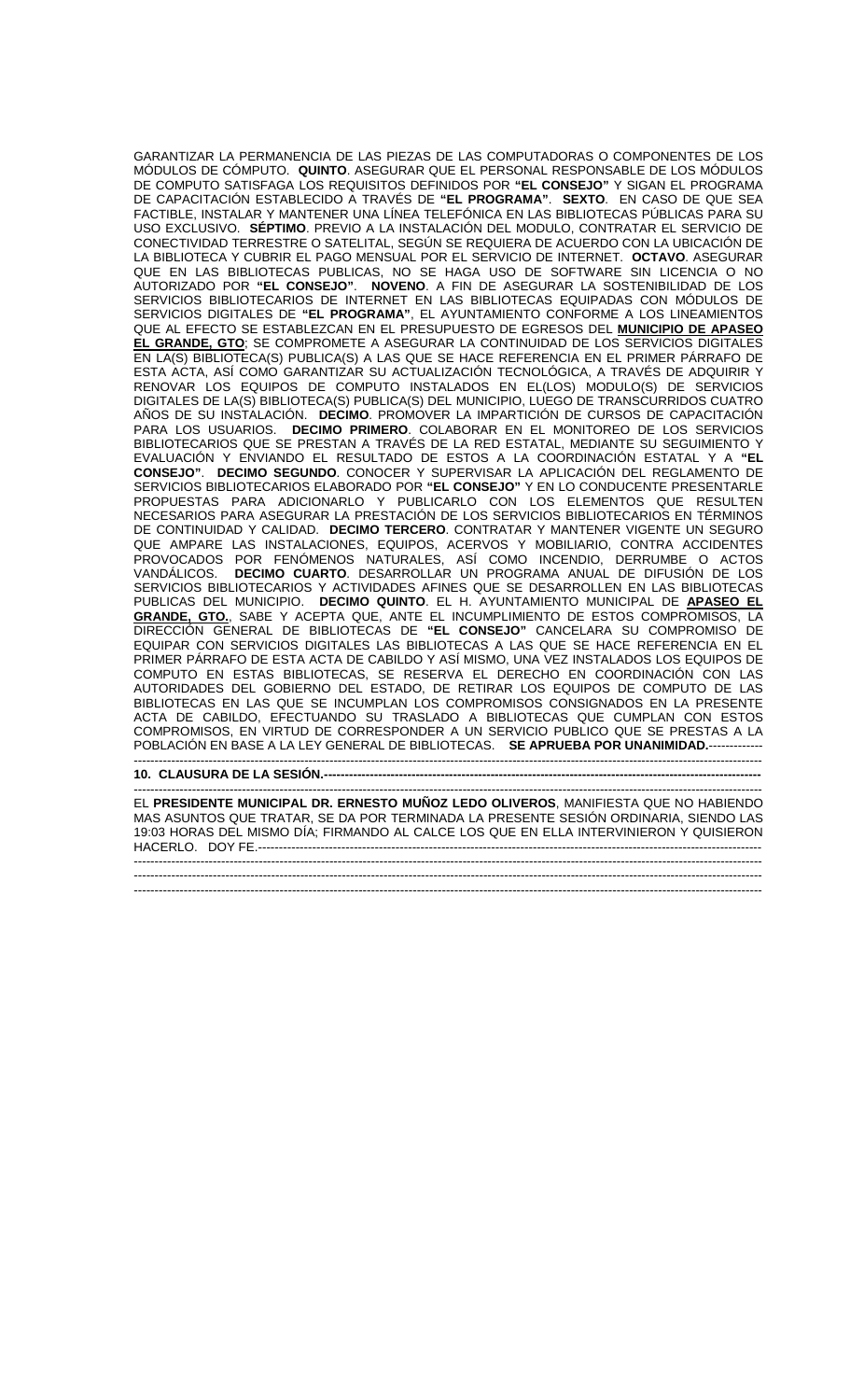GARANTIZAR LA PERMANENCIA DE LAS PIEZAS DE LAS COMPUTADORAS O COMPONENTES DE LOS MÓDULOS DE CÓMPUTO. **QUINTO**. ASEGURAR QUE EL PERSONAL RESPONSABLE DE LOS MÓDULOS DE COMPUTO SATISFAGA LOS REQUISITOS DEFINIDOS POR **"EL CONSEJO"** Y SIGAN EL PROGRAMA DE CAPACITACIÓN ESTABLECIDO A TRAVÉS DE **"EL PROGRAMA"**. **SEXTO**. EN CASO DE QUE SEA FACTIBLE, INSTALAR Y MANTENER UNA LÍNEA TELEFÓNICA EN LAS BIBLIOTECAS PÚBLICAS PARA SU USO EXCLUSIVO. **SÉPTIMO**. PREVIO A LA INSTALACIÓN DEL MODULO, CONTRATAR EL SERVICIO DE CONECTIVIDAD TERRESTRE O SATELITAL, SEGÚN SE REQUIERA DE ACUERDO CON LA UBICACIÓN DE LA BIBLIOTECA Y CUBRIR EL PAGO MENSUAL POR EL SERVICIO DE INTERNET. **OCTAVO**. ASEGURAR QUE EN LAS BIBLIOTECAS PUBLICAS, NO SE HAGA USO DE SOFTWARE SIN LICENCIA O NO AUTORIZADO POR **"EL CONSEJO"**. **NOVENO**. A FIN DE ASEGURAR LA SOSTENIBILIDAD DE LOS SERVICIOS BIBLIOTECARIOS DE INTERNET EN LAS BIBLIOTECAS EQUIPADAS CON MÓDULOS DE SERVICIOS DIGITALES DE **"EL PROGRAMA"**, EL AYUNTAMIENTO CONFORME A LOS LINEAMIENTOS QUE AL EFECTO SE ESTABLEZCAN EN EL PRESUPUESTO DE EGRESOS DEL **MUNICIPIO DE APASEO EL GRANDE, GTO**; SE COMPROMETE A ASEGURAR LA CONTINUIDAD DE LOS SERVICIOS DIGITALES EN LA(S) BIBLIOTECA(S) PUBLICA(S) A LAS QUE SE HACE REFERENCIA EN EL PRIMER PÁRRAFO DE ESTA ACTA, ASÍ COMO GARANTIZAR SU ACTUALIZACIÓN TECNOLÓGICA, A TRAVÉS DE ADQUIRIR Y RENOVAR LOS EQUIPOS DE COMPUTO INSTALADOS EN EL(LOS) MODULO(S) DE SERVICIOS DIGITALES DE LA(S) BIBLIOTECA(S) PUBLICA(S) DEL MUNICIPIO, LUEGO DE TRANSCURRIDOS CUATRO AÑOS DE SU INSTALACIÓN. **DECIMO**. PROMOVER LA IMPARTICIÓN DE CURSOS DE CAPACITACIÓN PARA LOS USUARIOS. **DECIMO PRIMERO**. COLABORAR EN EL MONITOREO DE LOS SERVICIOS BIBLIOTECARIOS QUE SE PRESTAN A TRAVÉS DE LA RED ESTATAL, MEDIANTE SU SEGUIMIENTO Y EVALUACIÓN Y ENVIANDO EL RESULTADO DE ESTOS A LA COORDINACIÓN ESTATAL Y A **"EL CONSEJO"**. **DECIMO SEGUNDO**. CONOCER Y SUPERVISAR LA APLICACIÓN DEL REGLAMENTO DE SERVICIOS BIBLIOTECARIOS ELABORADO POR **"EL CONSEJO"** Y EN LO CONDUCENTE PRESENTARLE PROPUESTAS PARA ADICIONARLO Y PUBLICARLO CON LOS ELEMENTOS QUE RESULTEN NECESARIOS PARA ASEGURAR LA PRESTACIÓN DE LOS SERVICIOS BIBLIOTECARIOS EN TÉRMINOS DE CONTINUIDAD Y CALIDAD. **DECIMO TERCERO**. CONTRATAR Y MANTENER VIGENTE UN SEGURO QUE AMPARE LAS INSTALACIONES, EQUIPOS, ACERVOS Y MOBILIARIO, CONTRA ACCIDENTES PROVOCADOS POR FENÓMENOS NATURALES, ASÍ COMO INCENDIO, DERRUMBE O ACTOS VANDÁLICOS. **DECIMO CUARTO**. DESARROLLAR UN PROGRAMA ANUAL DE DIFUSIÓN DE LOS SERVICIOS BIBLIOTECARIOS Y ACTIVIDADES AFINES QUE SE DESARROLLEN EN LAS BIBLIOTECAS PUBLICAS DEL MUNICIPIO. **DECIMO QUINTO**. EL H. AYUNTAMIENTO MUNICIPAL DE **APASEO EL GRANDE, GTO.**, SABE Y ACEPTA QUE, ANTE EL INCUMPLIMIENTO DE ESTOS COMPROMISOS, LA DIRECCIÓN GENERAL DE BIBLIOTECAS DE **"EL CONSEJO"** CANCELARA SU COMPROMISO DE EQUIPAR CON SERVICIOS DIGITALES LAS BIBLIOTECAS A LAS QUE SE HACE REFERENCIA EN EL PRIMER PÁRRAFO DE ESTA ACTA DE CABILDO Y ASÍ MISMO, UNA VEZ INSTALADOS LOS EQUIPOS DE COMPUTO EN ESTAS BIBLIOTECAS, SE RESERVA EL DERECHO EN COORDINACIÓN CON LAS AUTORIDADES DEL GOBIERNO DEL ESTADO, DE RETIRAR LOS EQUIPOS DE COMPUTO DE LAS BIBLIOTECAS EN LAS QUE SE INCUMPLAN LOS COMPROMISOS CONSIGNADOS EN LA PRESENTE ACTA DE CABILDO, EFECTUANDO SU TRASLADO A BIBLIOTECAS QUE CUMPLAN CON ESTOS COMPROMISOS, EN VIRTUD DE CORRESPONDER A UN SERVICIO PUBLICO QUE SE PRESTAS A LA POBLACIÓN EN BASE A LA LEY GENERAL DE BIBLIOTECAS. **SE APRUEBA POR UNANIMIDAD.**------------

------------------------------------------------------------------------------------------------------------------------------------------------

**10. CLAUSURA DE LA SESIÓN.-----------------------------------------------------------------------------------------------------**

------------------------------------------------------------------------------------------------------------------------------------------------

EL **PRESIDENTE MUNICIPAL DR. ERNESTO MUÑOZ LEDO OLIVEROS**, MANIFIESTA QUE NO HABIENDO MAS ASUNTOS QUE TRATAR, SE DA POR TERMINADA LA PRESENTE SESIÓN ORDINARIA, SIENDO LAS 19:03 HORAS DEL MISMO DÍA; FIRMANDO AL CALCE LOS QUE EN ELLA INTERVINIERON Y QUISIERON HACERLO. DOY FE.----------------------------------------------------------------------------------------------------------------

------------------------------------------------------------------------------------------------------------------------------------------------

------------------------------------------------------------------------------------------------------------------------------------------------

------------------------------------------------------------------------------------------------------------------------------------------------